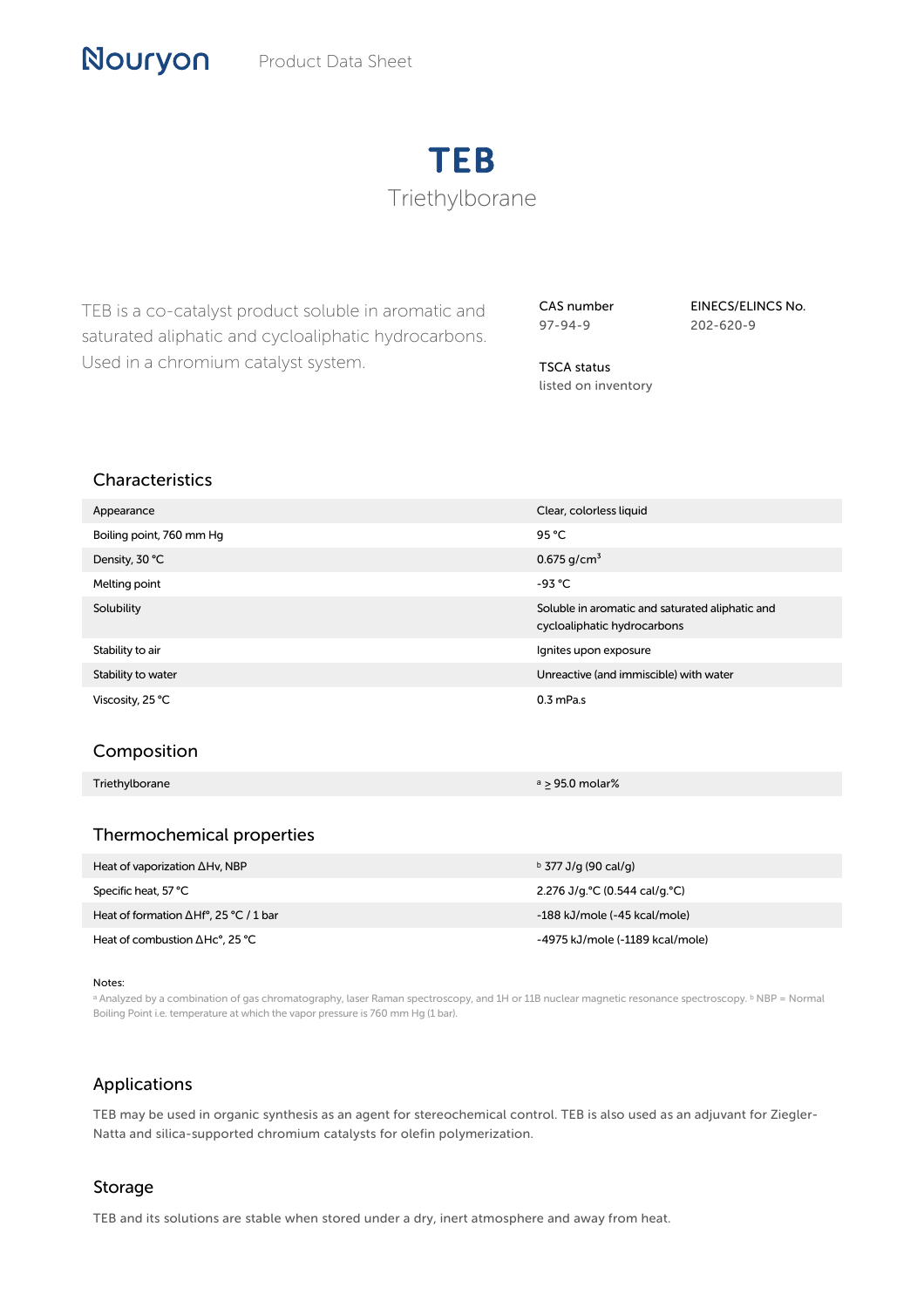Nouryon Product Data Sheet

# TEB

## Triethylborane

TEB is a co-catalyst product soluble in aromatic and saturated aliphatic and cycloaliphatic hydrocarbons. Used in a chromium catalyst system.

**CAS number**
97-94-9

**EINECS/ELINCS No.**
202-620-9

**TSCA status**
listed on inventory

## Characteristics

| | |
|---|---|
| Appearance | Clear, colorless liquid |
| Boiling point, 760 mm Hg | 95 °C |
| Density, 30 °C | 0.675 g/cm$^3$ |
| Melting point | -93 °C |
| Solubility | Soluble in aromatic and saturated aliphatic and cycloaliphatic hydrocarbons |
| Stability to air | Ignites upon exposure |
| Stability to water | Unreactive (and immiscible) with water |
| Viscosity, 25 °C | 0.3 mPa.s |

## Composition

| | |
|---|---|
| Triethylborane | [a] ≥ 95.0 molar% |

## Thermochemical properties

| | |
|---|---|
| Heat of vaporization ΔHv, NBP | [b] 377 J/g (90 cal/g) |
| Specific heat, 57 °C | 2.276 J/g.°C (0.544 cal/g.°C) |
| Heat of formation ΔHf°, 25 °C / 1 bar | -188 kJ/mole (-45 kcal/mole) |
| Heat of combustion ΔHc°, 25 °C | -4975 kJ/mole (-1189 kcal/mole) |

Notes:
[a] Analyzed by a combination of gas chromatography, laser Raman spectroscopy, and 1H or 11B nuclear magnetic resonance spectroscopy. [b] NBP = Normal Boiling Point i.e. temperature at which the vapor pressure is 760 mm Hg (1 bar).

## Applications

TEB may be used in organic synthesis as an agent for stereochemical control. TEB is also used as an adjuvant for Ziegler-Natta and silica-supported chromium catalysts for olefin polymerization.

## Storage

TEB and its solutions are stable when stored under a dry, inert atmosphere and away from heat.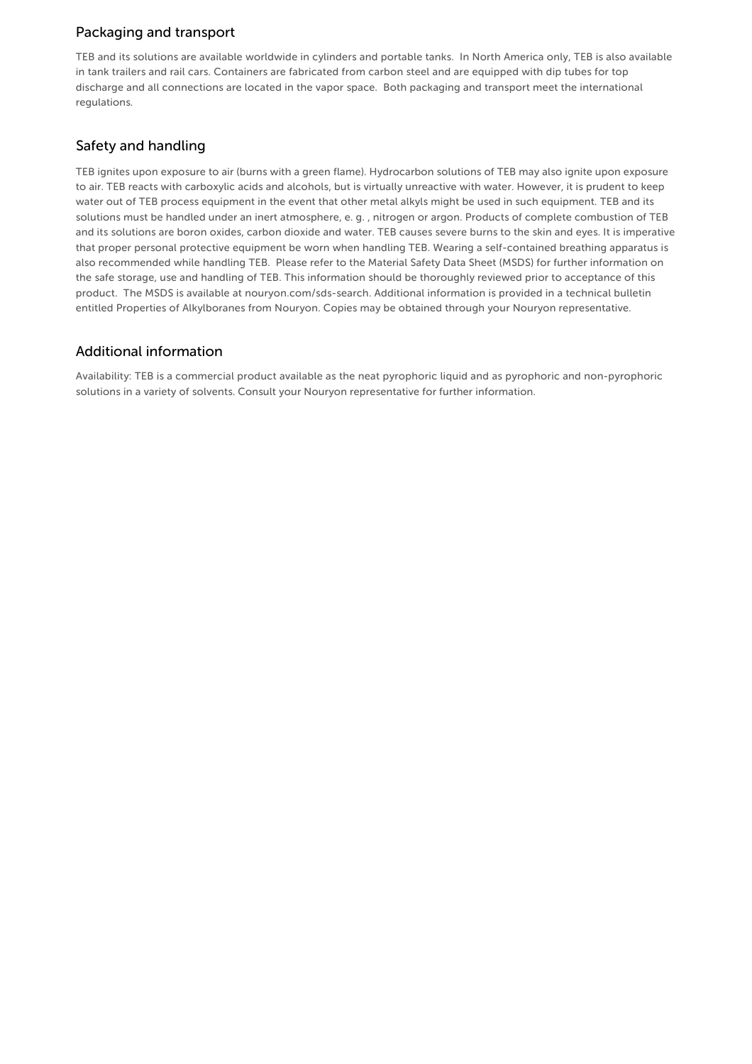## Packaging and transport

TEB and its solutions are available worldwide in cylinders and portable tanks. In North America only, TEB is also available in tank trailers and rail cars. Containers are fabricated from carbon steel and are equipped with dip tubes for top discharge and all connections are located in the vapor space. Both packaging and transport meet the international regulations.

## Safety and handling

TEB ignites upon exposure to air (burns with a green flame). Hydrocarbon solutions of TEB may also ignite upon exposure to air. TEB reacts with carboxylic acids and alcohols, but is virtually unreactive with water. However, it is prudent to keep water out of TEB process equipment in the event that other metal alkyls might be used in such equipment. TEB and its solutions must be handled under an inert atmosphere, e. g. , nitrogen or argon. Products of complete combustion of TEB and its solutions are boron oxides, carbon dioxide and water. TEB causes severe burns to the skin and eyes. It is imperative that proper personal protective equipment be worn when handling TEB. Wearing a self-contained breathing apparatus is also recommended while handling TEB. Please refer to the Material Safety Data Sheet (MSDS) for further information on the safe storage, use and handling of TEB. This information should be thoroughly reviewed prior to acceptance of this product. The MSDS is available at nouryon.com/sds-search. Additional information is provided in a technical bulletin entitled Properties of Alkylboranes from Nouryon. Copies may be obtained through your Nouryon representative.

## Additional information

Availability: TEB is a commercial product available as the neat pyrophoric liquid and as pyrophoric and non-pyrophoric solutions in a variety of solvents. Consult your Nouryon representative for further information.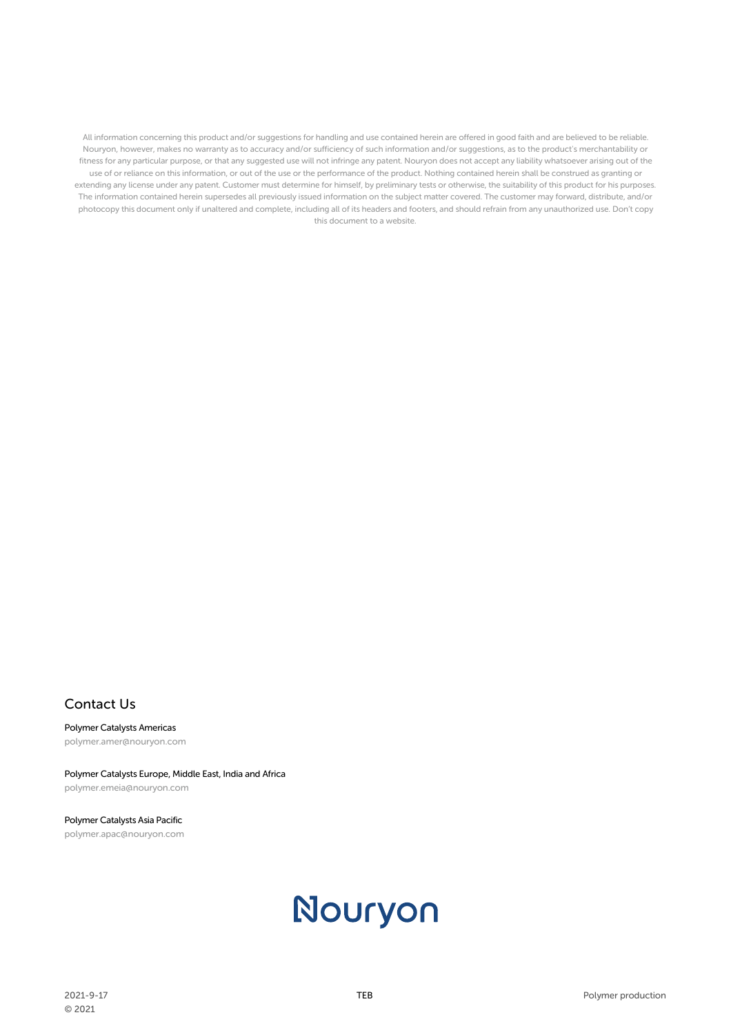All information concerning this product and/or suggestions for handling and use contained herein are offered in good faith and are believed to be reliable. Nouryon, however, makes no warranty as to accuracy and/or sufficiency of such information and/or suggestions, as to the product's merchantability or fitness for any particular purpose, or that any suggested use will not infringe any patent. Nouryon does not accept any liability whatsoever arising out of the use of or reliance on this information, or out of the use or the performance of the product. Nothing contained herein shall be construed as granting or extending any license under any patent. Customer must determine for himself, by preliminary tests or otherwise, the suitability of this product for his purposes. The information contained herein supersedes all previously issued information on the subject matter covered. The customer may forward, distribute, and/or photocopy this document only if unaltered and complete, including all of its headers and footers, and should refrain from any unauthorized use. Don't copy this document to a website.

## Contact Us

Polymer Catalysts Americas
polymer.amer@nouryon.com

Polymer Catalysts Europe, Middle East, India and Africa
polymer.emeia@nouryon.com

Polymer Catalysts Asia Pacific
polymer.apac@nouryon.com

Nouryon

2021-9-17
© 2021

TEB

Polymer production